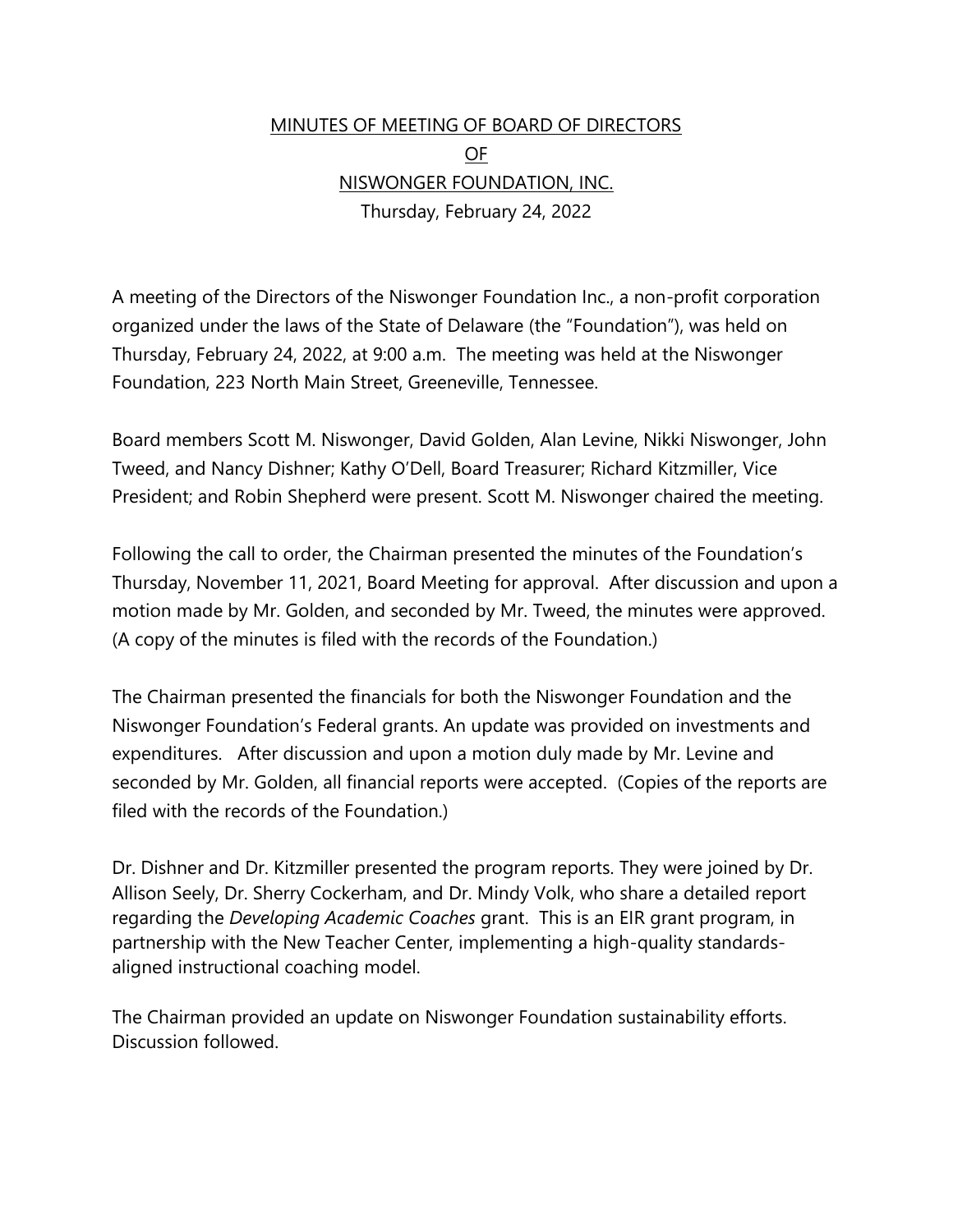# MINUTES OF MEETING OF BOARD OF DIRECTORS
# OF
# NISWONGER FOUNDATION, INC.

Thursday, February 24, 2022

A meeting of the Directors of the Niswonger Foundation Inc., a non-profit corporation organized under the laws of the State of Delaware (the "Foundation"), was held on Thursday, February 24, 2022, at 9:00 a.m. The meeting was held at the Niswonger Foundation, 223 North Main Street, Greeneville, Tennessee.

Board members Scott M. Niswonger, David Golden, Alan Levine, Nikki Niswonger, John Tweed, and Nancy Dishner; Kathy O'Dell, Board Treasurer; Richard Kitzmiller, Vice President; and Robin Shepherd were present. Scott M. Niswonger chaired the meeting.

Following the call to order, the Chairman presented the minutes of the Foundation's Thursday, November 11, 2021, Board Meeting for approval. After discussion and upon a motion made by Mr. Golden, and seconded by Mr. Tweed, the minutes were approved. (A copy of the minutes is filed with the records of the Foundation.)

The Chairman presented the financials for both the Niswonger Foundation and the Niswonger Foundation's Federal grants. An update was provided on investments and expenditures. After discussion and upon a motion duly made by Mr. Levine and seconded by Mr. Golden, all financial reports were accepted. (Copies of the reports are filed with the records of the Foundation.)

Dr. Dishner and Dr. Kitzmiller presented the program reports. They were joined by Dr. Allison Seely, Dr. Sherry Cockerham, and Dr. Mindy Volk, who share a detailed report regarding the *Developing Academic Coaches* grant. This is an EIR grant program, in partnership with the New Teacher Center, implementing a high-quality standards-aligned instructional coaching model.

The Chairman provided an update on Niswonger Foundation sustainability efforts. Discussion followed.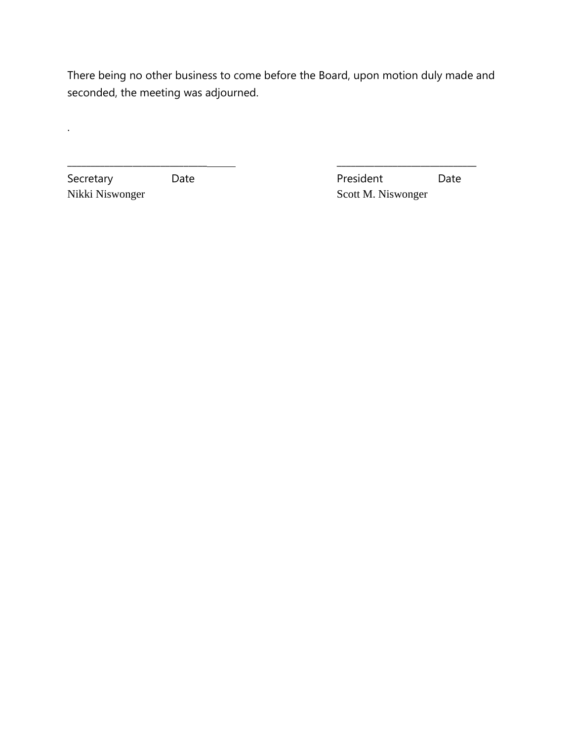There being no other business to come before the Board, upon motion duly made and seconded, the meeting was adjourned.

.

| | |
|---|---|
| ____________________________________ | ______________________________ |
| Secretary Date | President Date |
| Nikki Niswonger | Scott M. Niswonger |